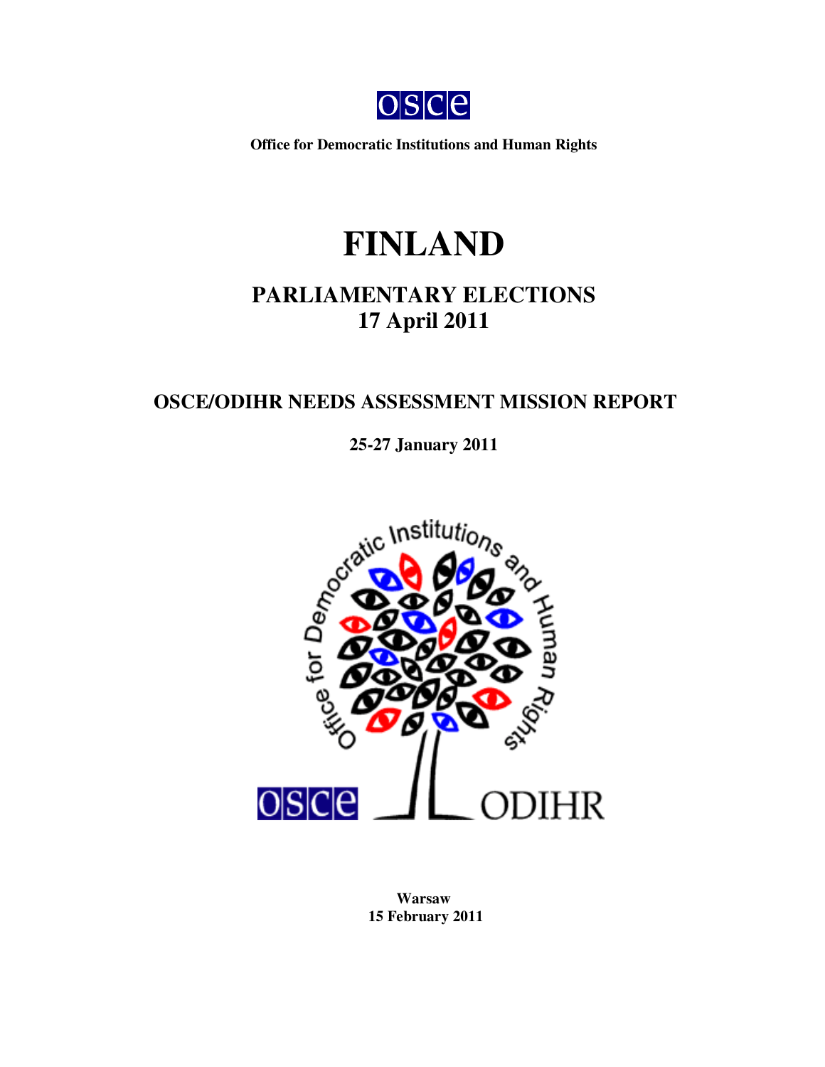OSCE

**Office for Democratic Institutions and Human Rights**

# FINLAND

## PARLIAMENTARY ELECTIONS
## 17 April 2011

### OSCE/ODIHR NEEDS ASSESSMENT MISSION REPORT

**25-27 January 2011**

**Warsaw**
**15 February 2011**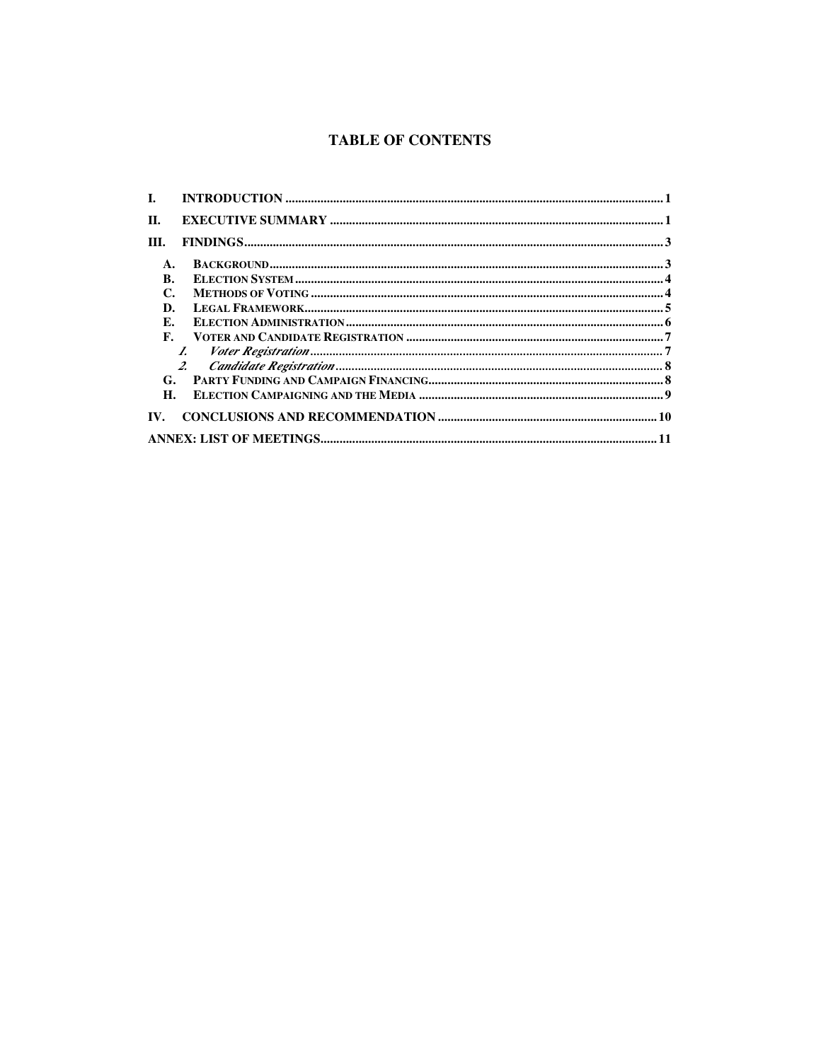# TABLE OF CONTENTS

I. INTRODUCTION ..... 1

II. EXECUTIVE SUMMARY ..... 1

III. FINDINGS ..... 3

- A. BACKGROUND ..... 3
- B. ELECTION SYSTEM ..... 4
- C. METHODS OF VOTING ..... 4
- D. LEGAL FRAMEWORK ..... 5
- E. ELECTION ADMINISTRATION ..... 6
- F. VOTER AND CANDIDATE REGISTRATION ..... 7
  1. *Voter Registration* ..... 7
  2. *Candidate Registration* ..... 8
- G. PARTY FUNDING AND CAMPAIGN FINANCING ..... 8
- H. ELECTION CAMPAIGNING AND THE MEDIA ..... 9

IV. CONCLUSIONS AND RECOMMENDATION ..... 10

ANNEX: LIST OF MEETINGS ..... 11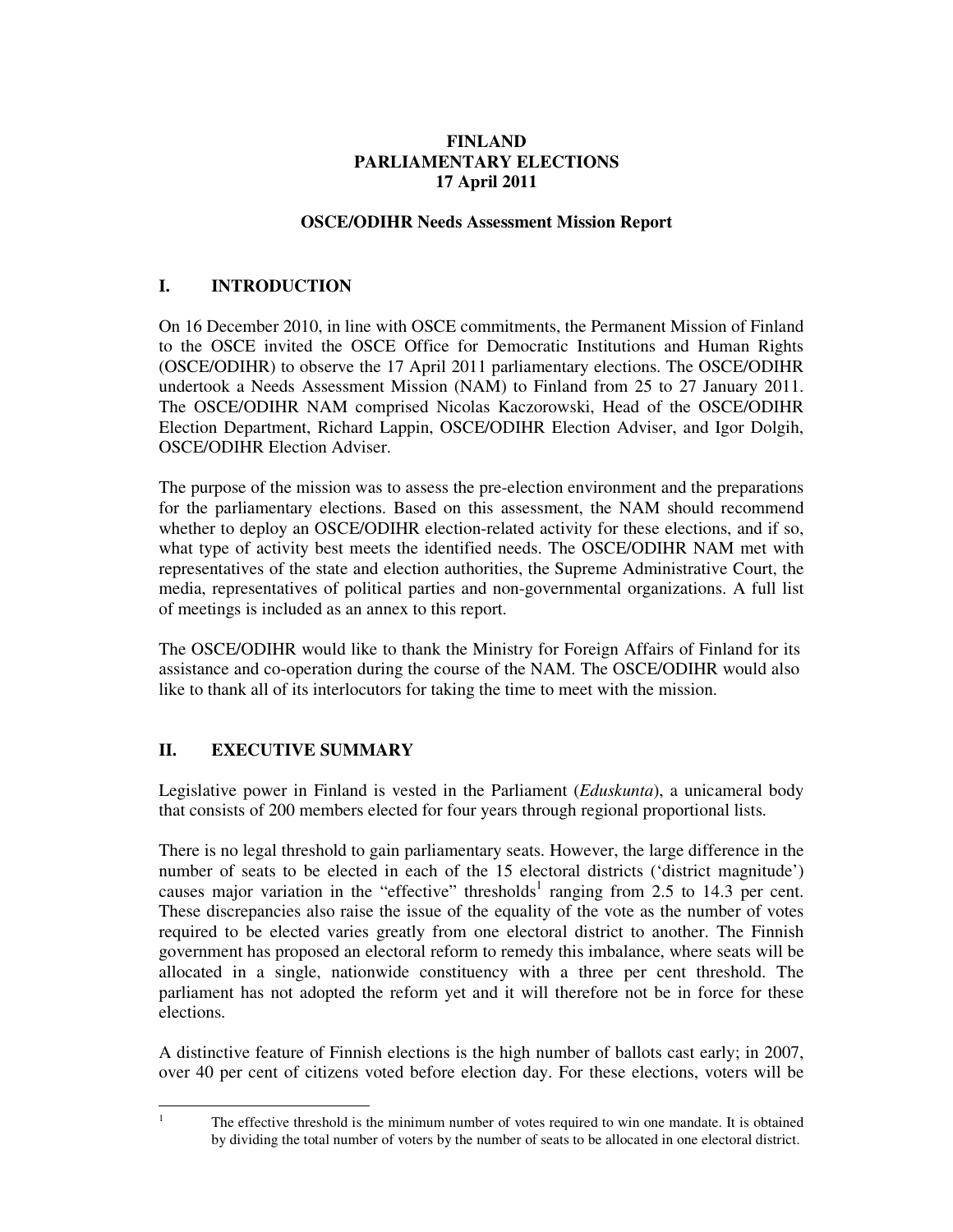**FINLAND**
**PARLIAMENTARY ELECTIONS**
**17 April 2011**

**OSCE/ODIHR Needs Assessment Mission Report**

## I. INTRODUCTION

On 16 December 2010, in line with OSCE commitments, the Permanent Mission of Finland to the OSCE invited the OSCE Office for Democratic Institutions and Human Rights (OSCE/ODIHR) to observe the 17 April 2011 parliamentary elections. The OSCE/ODIHR undertook a Needs Assessment Mission (NAM) to Finland from 25 to 27 January 2011. The OSCE/ODIHR NAM comprised Nicolas Kaczorowski, Head of the OSCE/ODIHR Election Department, Richard Lappin, OSCE/ODIHR Election Adviser, and Igor Dolgih, OSCE/ODIHR Election Adviser.

The purpose of the mission was to assess the pre-election environment and the preparations for the parliamentary elections. Based on this assessment, the NAM should recommend whether to deploy an OSCE/ODIHR election-related activity for these elections, and if so, what type of activity best meets the identified needs. The OSCE/ODIHR NAM met with representatives of the state and election authorities, the Supreme Administrative Court, the media, representatives of political parties and non-governmental organizations. A full list of meetings is included as an annex to this report.

The OSCE/ODIHR would like to thank the Ministry for Foreign Affairs of Finland for its assistance and co-operation during the course of the NAM. The OSCE/ODIHR would also like to thank all of its interlocutors for taking the time to meet with the mission.

## II. EXECUTIVE SUMMARY

Legislative power in Finland is vested in the Parliament (*Eduskunta*), a unicameral body that consists of 200 members elected for four years through regional proportional lists.

There is no legal threshold to gain parliamentary seats. However, the large difference in the number of seats to be elected in each of the 15 electoral districts ('district magnitude') causes major variation in the "effective" thresholds[1] ranging from 2.5 to 14.3 per cent. These discrepancies also raise the issue of the equality of the vote as the number of votes required to be elected varies greatly from one electoral district to another. The Finnish government has proposed an electoral reform to remedy this imbalance, where seats will be allocated in a single, nationwide constituency with a three per cent threshold. The parliament has not adopted the reform yet and it will therefore not be in force for these elections.

A distinctive feature of Finnish elections is the high number of ballots cast early; in 2007, over 40 per cent of citizens voted before election day. For these elections, voters will be

[1] The effective threshold is the minimum number of votes required to win one mandate. It is obtained by dividing the total number of voters by the number of seats to be allocated in one electoral district.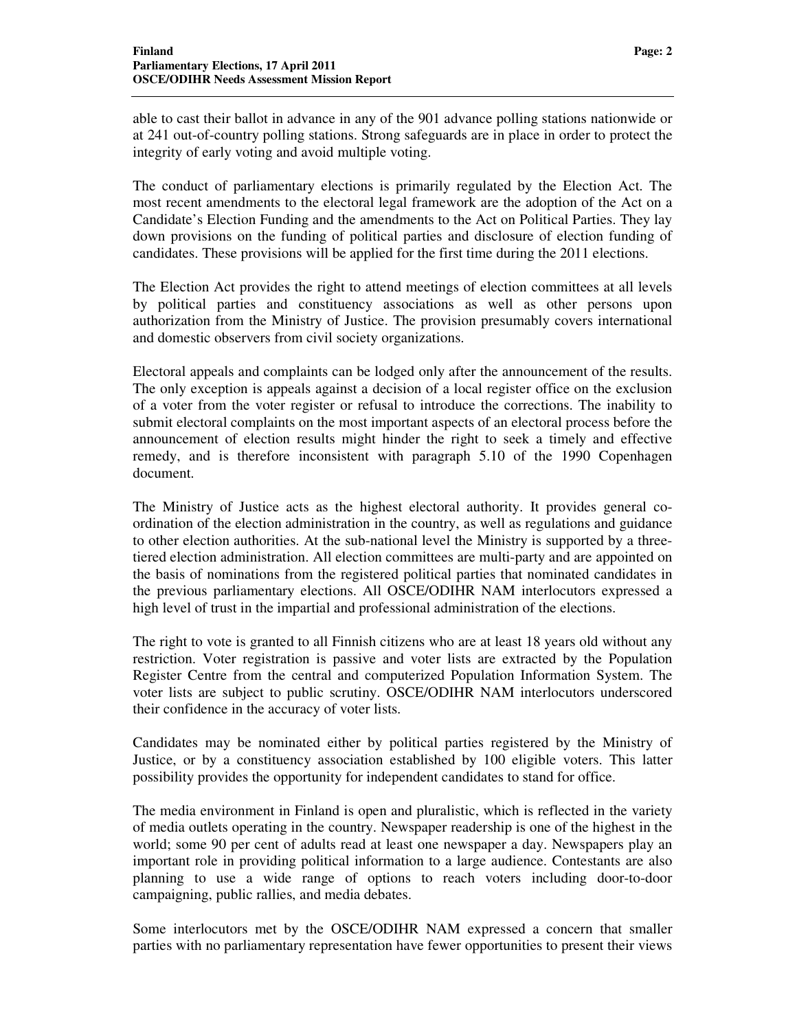able to cast their ballot in advance in any of the 901 advance polling stations nationwide or at 241 out-of-country polling stations. Strong safeguards are in place in order to protect the integrity of early voting and avoid multiple voting.

The conduct of parliamentary elections is primarily regulated by the Election Act. The most recent amendments to the electoral legal framework are the adoption of the Act on a Candidate's Election Funding and the amendments to the Act on Political Parties. They lay down provisions on the funding of political parties and disclosure of election funding of candidates. These provisions will be applied for the first time during the 2011 elections.

The Election Act provides the right to attend meetings of election committees at all levels by political parties and constituency associations as well as other persons upon authorization from the Ministry of Justice. The provision presumably covers international and domestic observers from civil society organizations.

Electoral appeals and complaints can be lodged only after the announcement of the results. The only exception is appeals against a decision of a local register office on the exclusion of a voter from the voter register or refusal to introduce the corrections. The inability to submit electoral complaints on the most important aspects of an electoral process before the announcement of election results might hinder the right to seek a timely and effective remedy, and is therefore inconsistent with paragraph 5.10 of the 1990 Copenhagen document.

The Ministry of Justice acts as the highest electoral authority. It provides general co-ordination of the election administration in the country, as well as regulations and guidance to other election authorities. At the sub-national level the Ministry is supported by a three-tiered election administration. All election committees are multi-party and are appointed on the basis of nominations from the registered political parties that nominated candidates in the previous parliamentary elections. All OSCE/ODIHR NAM interlocutors expressed a high level of trust in the impartial and professional administration of the elections.

The right to vote is granted to all Finnish citizens who are at least 18 years old without any restriction. Voter registration is passive and voter lists are extracted by the Population Register Centre from the central and computerized Population Information System. The voter lists are subject to public scrutiny. OSCE/ODIHR NAM interlocutors underscored their confidence in the accuracy of voter lists.

Candidates may be nominated either by political parties registered by the Ministry of Justice, or by a constituency association established by 100 eligible voters. This latter possibility provides the opportunity for independent candidates to stand for office.

The media environment in Finland is open and pluralistic, which is reflected in the variety of media outlets operating in the country. Newspaper readership is one of the highest in the world; some 90 per cent of adults read at least one newspaper a day. Newspapers play an important role in providing political information to a large audience. Contestants are also planning to use a wide range of options to reach voters including door-to-door campaigning, public rallies, and media debates.

Some interlocutors met by the OSCE/ODIHR NAM expressed a concern that smaller parties with no parliamentary representation have fewer opportunities to present their views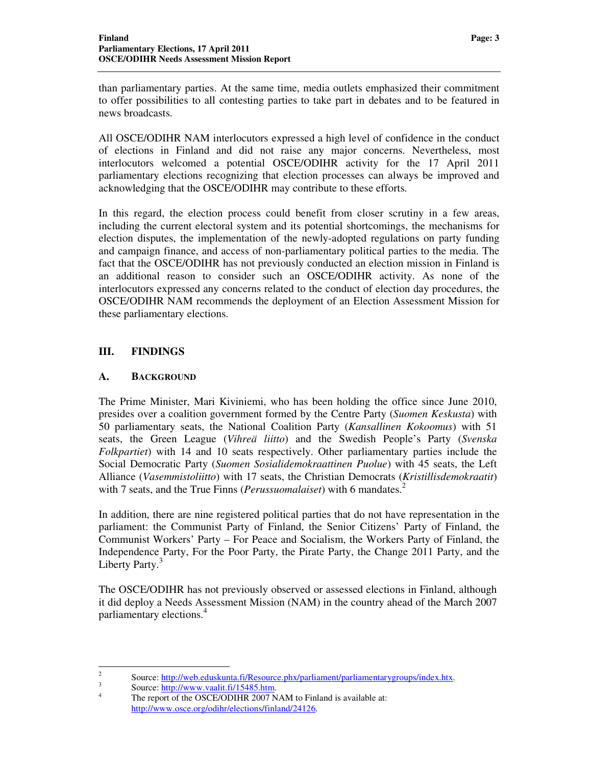than parliamentary parties. At the same time, media outlets emphasized their commitment to offer possibilities to all contesting parties to take part in debates and to be featured in news broadcasts.

All OSCE/ODIHR NAM interlocutors expressed a high level of confidence in the conduct of elections in Finland and did not raise any major concerns. Nevertheless, most interlocutors welcomed a potential OSCE/ODIHR activity for the 17 April 2011 parliamentary elections recognizing that election processes can always be improved and acknowledging that the OSCE/ODIHR may contribute to these efforts.

In this regard, the election process could benefit from closer scrutiny in a few areas, including the current electoral system and its potential shortcomings, the mechanisms for election disputes, the implementation of the newly-adopted regulations on party funding and campaign finance, and access of non-parliamentary political parties to the media. The fact that the OSCE/ODIHR has not previously conducted an election mission in Finland is an additional reason to consider such an OSCE/ODIHR activity. As none of the interlocutors expressed any concerns related to the conduct of election day procedures, the OSCE/ODIHR NAM recommends the deployment of an Election Assessment Mission for these parliamentary elections.

## III. FINDINGS

### A. BACKGROUND

The Prime Minister, Mari Kiviniemi, who has been holding the office since June 2010, presides over a coalition government formed by the Centre Party (*Suomen Keskusta*) with 50 parliamentary seats, the National Coalition Party (*Kansallinen Kokoomus*) with 51 seats, the Green League (*Vihreä liitto*) and the Swedish People's Party (*Svenska Folkpartiet*) with 14 and 10 seats respectively. Other parliamentary parties include the Social Democratic Party (*Suomen Sosialidemokraattinen Puolue*) with 45 seats, the Left Alliance (*Vasemmistoliitto*) with 17 seats, the Christian Democrats (*Kristillisdemokraatit*) with 7 seats, and the True Finns (*Perussuomalaiset*) with 6 mandates.[2]

In addition, there are nine registered political parties that do not have representation in the parliament: the Communist Party of Finland, the Senior Citizens' Party of Finland, the Communist Workers' Party – For Peace and Socialism, the Workers Party of Finland, the Independence Party, For the Poor Party, the Pirate Party, the Change 2011 Party, and the Liberty Party.[3]

The OSCE/ODIHR has not previously observed or assessed elections in Finland, although it did deploy a Needs Assessment Mission (NAM) in the country ahead of the March 2007 parliamentary elections.[4]

---

[2] Source: http://web.eduskunta.fi/Resource.phx/parliament/parliamentarygroups/index.htx.

[3] Source: http://www.vaalit.fi/15485.htm.

[4] The report of the OSCE/ODIHR 2007 NAM to Finland is available at: http://www.osce.org/odihr/elections/finland/24126.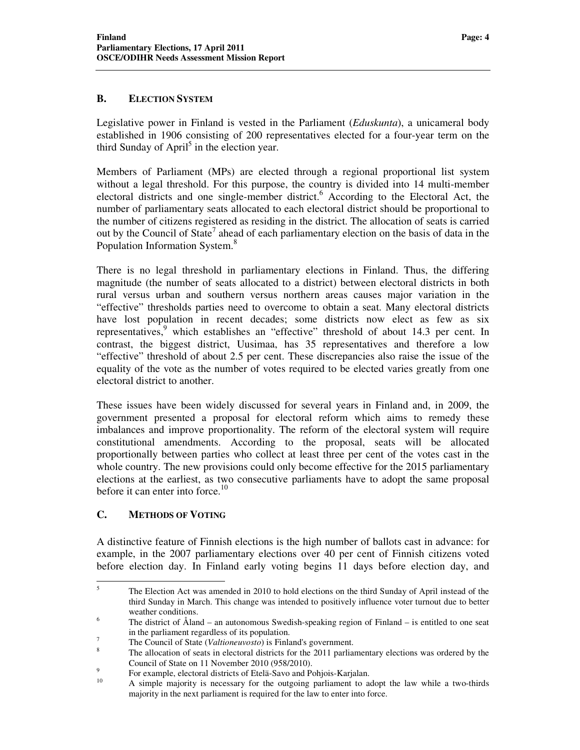## B. ELECTION SYSTEM

Legislative power in Finland is vested in the Parliament (*Eduskunta*), a unicameral body established in 1906 consisting of 200 representatives elected for a four-year term on the third Sunday of April[5] in the election year.

Members of Parliament (MPs) are elected through a regional proportional list system without a legal threshold. For this purpose, the country is divided into 14 multi-member electoral districts and one single-member district.[6] According to the Electoral Act, the number of parliamentary seats allocated to each electoral district should be proportional to the number of citizens registered as residing in the district. The allocation of seats is carried out by the Council of State[7] ahead of each parliamentary election on the basis of data in the Population Information System.[8]

There is no legal threshold in parliamentary elections in Finland. Thus, the differing magnitude (the number of seats allocated to a district) between electoral districts in both rural versus urban and southern versus northern areas causes major variation in the "effective" thresholds parties need to overcome to obtain a seat. Many electoral districts have lost population in recent decades; some districts now elect as few as six representatives,[9] which establishes an "effective" threshold of about 14.3 per cent. In contrast, the biggest district, Uusimaa, has 35 representatives and therefore a low "effective" threshold of about 2.5 per cent. These discrepancies also raise the issue of the equality of the vote as the number of votes required to be elected varies greatly from one electoral district to another.

These issues have been widely discussed for several years in Finland and, in 2009, the government presented a proposal for electoral reform which aims to remedy these imbalances and improve proportionality. The reform of the electoral system will require constitutional amendments. According to the proposal, seats will be allocated proportionally between parties who collect at least three per cent of the votes cast in the whole country. The new provisions could only become effective for the 2015 parliamentary elections at the earliest, as two consecutive parliaments have to adopt the same proposal before it can enter into force.[10]

## C. METHODS OF VOTING

A distinctive feature of Finnish elections is the high number of ballots cast in advance: for example, in the 2007 parliamentary elections over 40 per cent of Finnish citizens voted before election day. In Finland early voting begins 11 days before election day, and

---

[5] The Election Act was amended in 2010 to hold elections on the third Sunday of April instead of the third Sunday in March. This change was intended to positively influence voter turnout due to better weather conditions.

[6] The district of Åland – an autonomous Swedish-speaking region of Finland – is entitled to one seat in the parliament regardless of its population.

[7] The Council of State (*Valtioneuvosto*) is Finland's government.

[8] The allocation of seats in electoral districts for the 2011 parliamentary elections was ordered by the Council of State on 11 November 2010 (958/2010).

[9] For example, electoral districts of Etelä-Savo and Pohjois-Karjalan.

[10] A simple majority is necessary for the outgoing parliament to adopt the law while a two-thirds majority in the next parliament is required for the law to enter into force.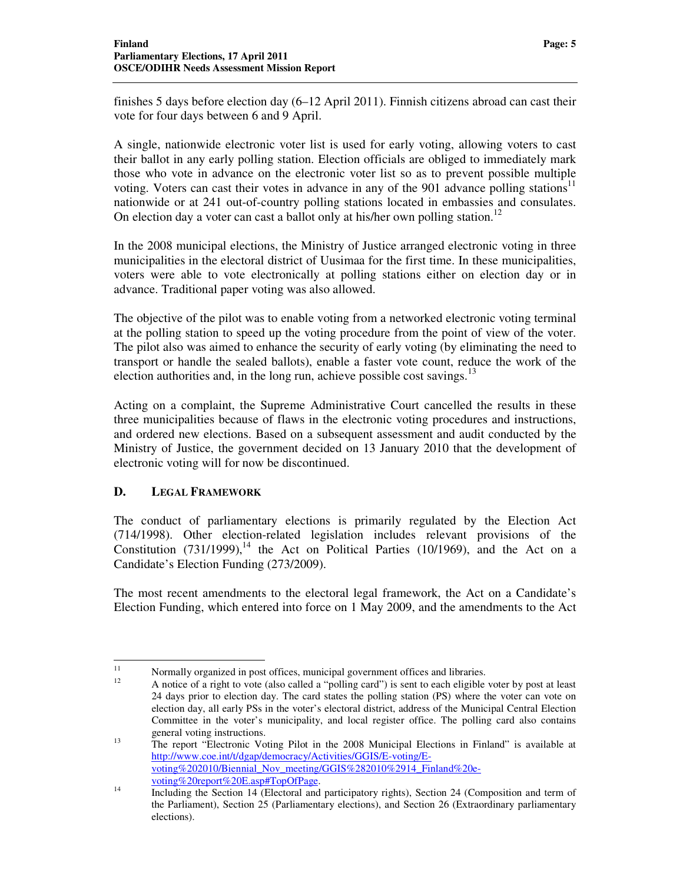finishes 5 days before election day (6–12 April 2011). Finnish citizens abroad can cast their vote for four days between 6 and 9 April.

A single, nationwide electronic voter list is used for early voting, allowing voters to cast their ballot in any early polling station. Election officials are obliged to immediately mark those who vote in advance on the electronic voter list so as to prevent possible multiple voting. Voters can cast their votes in advance in any of the 901 advance polling stations[11] nationwide or at 241 out-of-country polling stations located in embassies and consulates. On election day a voter can cast a ballot only at his/her own polling station.[12]

In the 2008 municipal elections, the Ministry of Justice arranged electronic voting in three municipalities in the electoral district of Uusimaa for the first time. In these municipalities, voters were able to vote electronically at polling stations either on election day or in advance. Traditional paper voting was also allowed.

The objective of the pilot was to enable voting from a networked electronic voting terminal at the polling station to speed up the voting procedure from the point of view of the voter. The pilot also was aimed to enhance the security of early voting (by eliminating the need to transport or handle the sealed ballots), enable a faster vote count, reduce the work of the election authorities and, in the long run, achieve possible cost savings.[13]

Acting on a complaint, the Supreme Administrative Court cancelled the results in these three municipalities because of flaws in the electronic voting procedures and instructions, and ordered new elections. Based on a subsequent assessment and audit conducted by the Ministry of Justice, the government decided on 13 January 2010 that the development of electronic voting will for now be discontinued.

## D. LEGAL FRAMEWORK

The conduct of parliamentary elections is primarily regulated by the Election Act (714/1998). Other election-related legislation includes relevant provisions of the Constitution (731/1999),[14] the Act on Political Parties (10/1969), and the Act on a Candidate's Election Funding (273/2009).

The most recent amendments to the electoral legal framework, the Act on a Candidate's Election Funding, which entered into force on 1 May 2009, and the amendments to the Act

---

[11] Normally organized in post offices, municipal government offices and libraries.

[12] A notice of a right to vote (also called a "polling card") is sent to each eligible voter by post at least 24 days prior to election day. The card states the polling station (PS) where the voter can vote on election day, all early PSs in the voter's electoral district, address of the Municipal Central Election Committee in the voter's municipality, and local register office. The polling card also contains general voting instructions.

[13] The report "Electronic Voting Pilot in the 2008 Municipal Elections in Finland" is available at http://www.coe.int/t/dgap/democracy/Activities/GGIS/E-voting/E-voting%202010/Biennial_Nov_meeting/GGIS%282010%2914_Finland%20e-voting%20report%20E.asp#TopOfPage.

[14] Including the Section 14 (Electoral and participatory rights), Section 24 (Composition and term of the Parliament), Section 25 (Parliamentary elections), and Section 26 (Extraordinary parliamentary elections).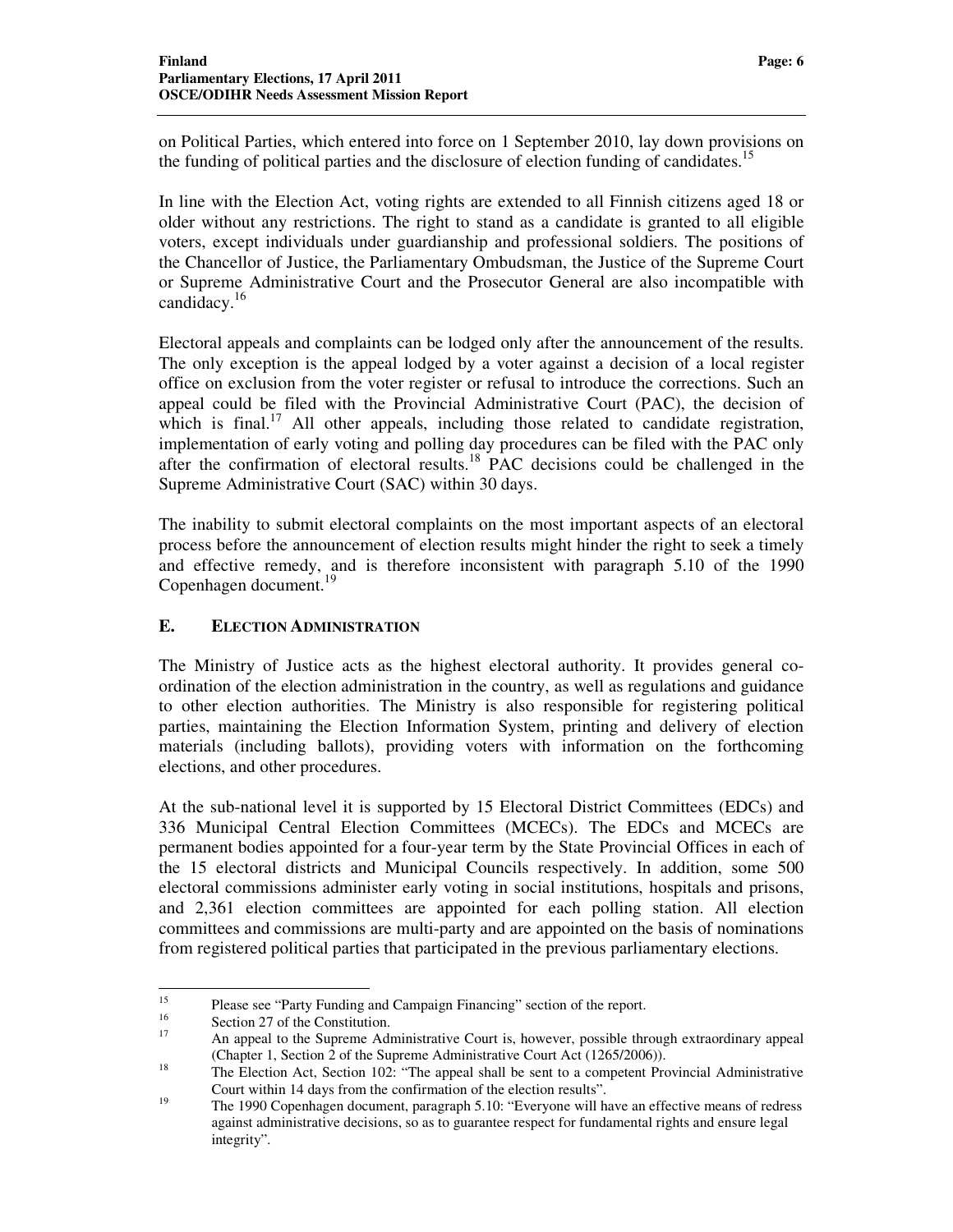on Political Parties, which entered into force on 1 September 2010, lay down provisions on the funding of political parties and the disclosure of election funding of candidates.[15]

In line with the Election Act, voting rights are extended to all Finnish citizens aged 18 or older without any restrictions. The right to stand as a candidate is granted to all eligible voters, except individuals under guardianship and professional soldiers. The positions of the Chancellor of Justice, the Parliamentary Ombudsman, the Justice of the Supreme Court or Supreme Administrative Court and the Prosecutor General are also incompatible with candidacy.[16]

Electoral appeals and complaints can be lodged only after the announcement of the results. The only exception is the appeal lodged by a voter against a decision of a local register office on exclusion from the voter register or refusal to introduce the corrections. Such an appeal could be filed with the Provincial Administrative Court (PAC), the decision of which is final.[17] All other appeals, including those related to candidate registration, implementation of early voting and polling day procedures can be filed with the PAC only after the confirmation of electoral results.[18] PAC decisions could be challenged in the Supreme Administrative Court (SAC) within 30 days.

The inability to submit electoral complaints on the most important aspects of an electoral process before the announcement of election results might hinder the right to seek a timely and effective remedy, and is therefore inconsistent with paragraph 5.10 of the 1990 Copenhagen document.[19]

## E. Election Administration

The Ministry of Justice acts as the highest electoral authority. It provides general co-ordination of the election administration in the country, as well as regulations and guidance to other election authorities. The Ministry is also responsible for registering political parties, maintaining the Election Information System, printing and delivery of election materials (including ballots), providing voters with information on the forthcoming elections, and other procedures.

At the sub-national level it is supported by 15 Electoral District Committees (EDCs) and 336 Municipal Central Election Committees (MCECs). The EDCs and MCECs are permanent bodies appointed for a four-year term by the State Provincial Offices in each of the 15 electoral districts and Municipal Councils respectively. In addition, some 500 electoral commissions administer early voting in social institutions, hospitals and prisons, and 2,361 election committees are appointed for each polling station. All election committees and commissions are multi-party and are appointed on the basis of nominations from registered political parties that participated in the previous parliamentary elections.

---

[15] Please see "Party Funding and Campaign Financing" section of the report.

[16] Section 27 of the Constitution.

[17] An appeal to the Supreme Administrative Court is, however, possible through extraordinary appeal (Chapter 1, Section 2 of the Supreme Administrative Court Act (1265/2006)).

[18] The Election Act, Section 102: "The appeal shall be sent to a competent Provincial Administrative Court within 14 days from the confirmation of the election results".

[19] The 1990 Copenhagen document, paragraph 5.10: "Everyone will have an effective means of redress against administrative decisions, so as to guarantee respect for fundamental rights and ensure legal integrity".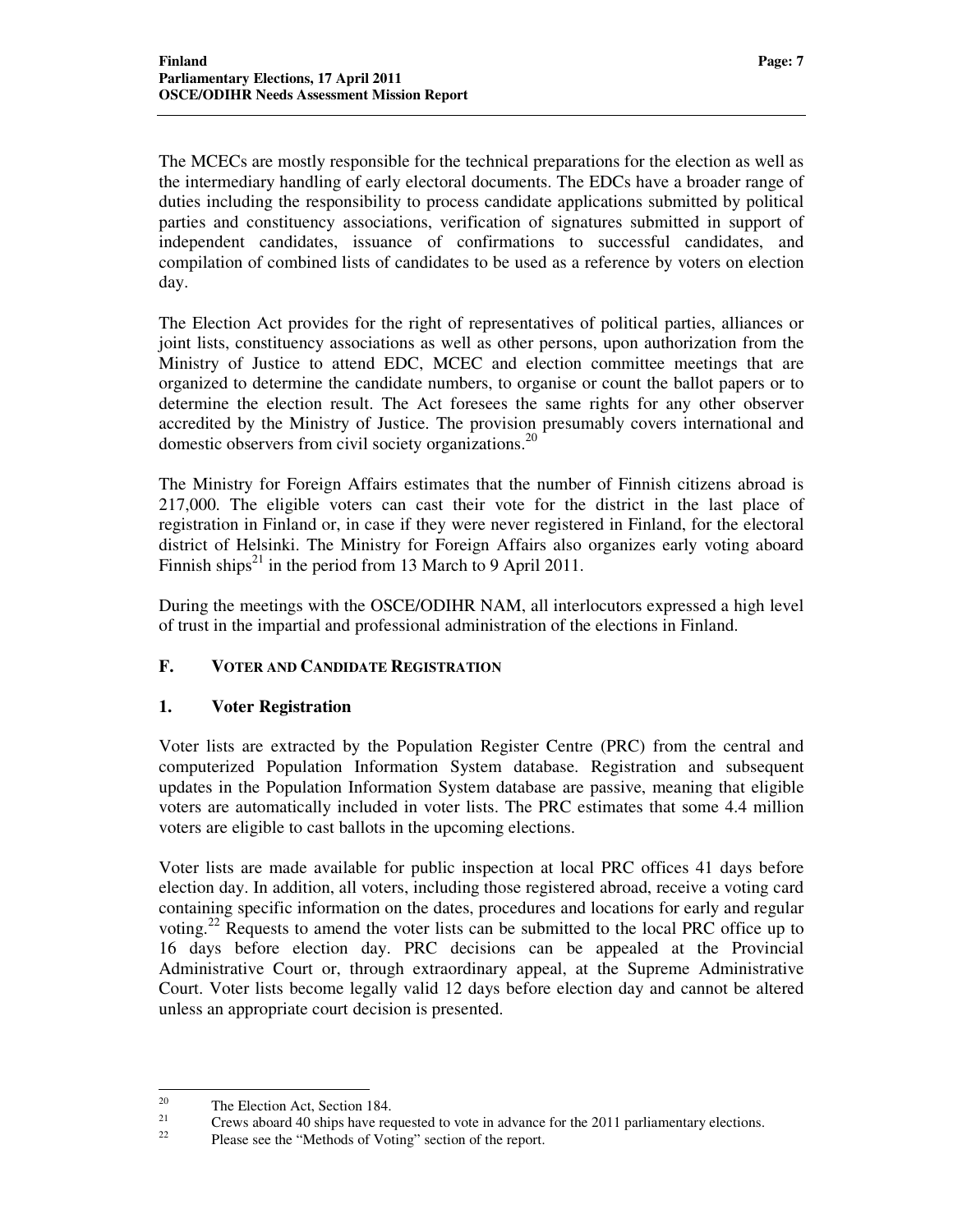The MCECs are mostly responsible for the technical preparations for the election as well as the intermediary handling of early electoral documents. The EDCs have a broader range of duties including the responsibility to process candidate applications submitted by political parties and constituency associations, verification of signatures submitted in support of independent candidates, issuance of confirmations to successful candidates, and compilation of combined lists of candidates to be used as a reference by voters on election day.

The Election Act provides for the right of representatives of political parties, alliances or joint lists, constituency associations as well as other persons, upon authorization from the Ministry of Justice to attend EDC, MCEC and election committee meetings that are organized to determine the candidate numbers, to organise or count the ballot papers or to determine the election result. The Act foresees the same rights for any other observer accredited by the Ministry of Justice. The provision presumably covers international and domestic observers from civil society organizations.[20]

The Ministry for Foreign Affairs estimates that the number of Finnish citizens abroad is 217,000. The eligible voters can cast their vote for the district in the last place of registration in Finland or, in case if they were never registered in Finland, for the electoral district of Helsinki. The Ministry for Foreign Affairs also organizes early voting aboard Finnish ships[21] in the period from 13 March to 9 April 2011.

During the meetings with the OSCE/ODIHR NAM, all interlocutors expressed a high level of trust in the impartial and professional administration of the elections in Finland.

## F. VOTER AND CANDIDATE REGISTRATION

### 1. Voter Registration

Voter lists are extracted by the Population Register Centre (PRC) from the central and computerized Population Information System database. Registration and subsequent updates in the Population Information System database are passive, meaning that eligible voters are automatically included in voter lists. The PRC estimates that some 4.4 million voters are eligible to cast ballots in the upcoming elections.

Voter lists are made available for public inspection at local PRC offices 41 days before election day. In addition, all voters, including those registered abroad, receive a voting card containing specific information on the dates, procedures and locations for early and regular voting.[22] Requests to amend the voter lists can be submitted to the local PRC office up to 16 days before election day. PRC decisions can be appealed at the Provincial Administrative Court or, through extraordinary appeal, at the Supreme Administrative Court. Voter lists become legally valid 12 days before election day and cannot be altered unless an appropriate court decision is presented.

---

[20] The Election Act, Section 184.

[21] Crews aboard 40 ships have requested to vote in advance for the 2011 parliamentary elections.

[22] Please see the "Methods of Voting" section of the report.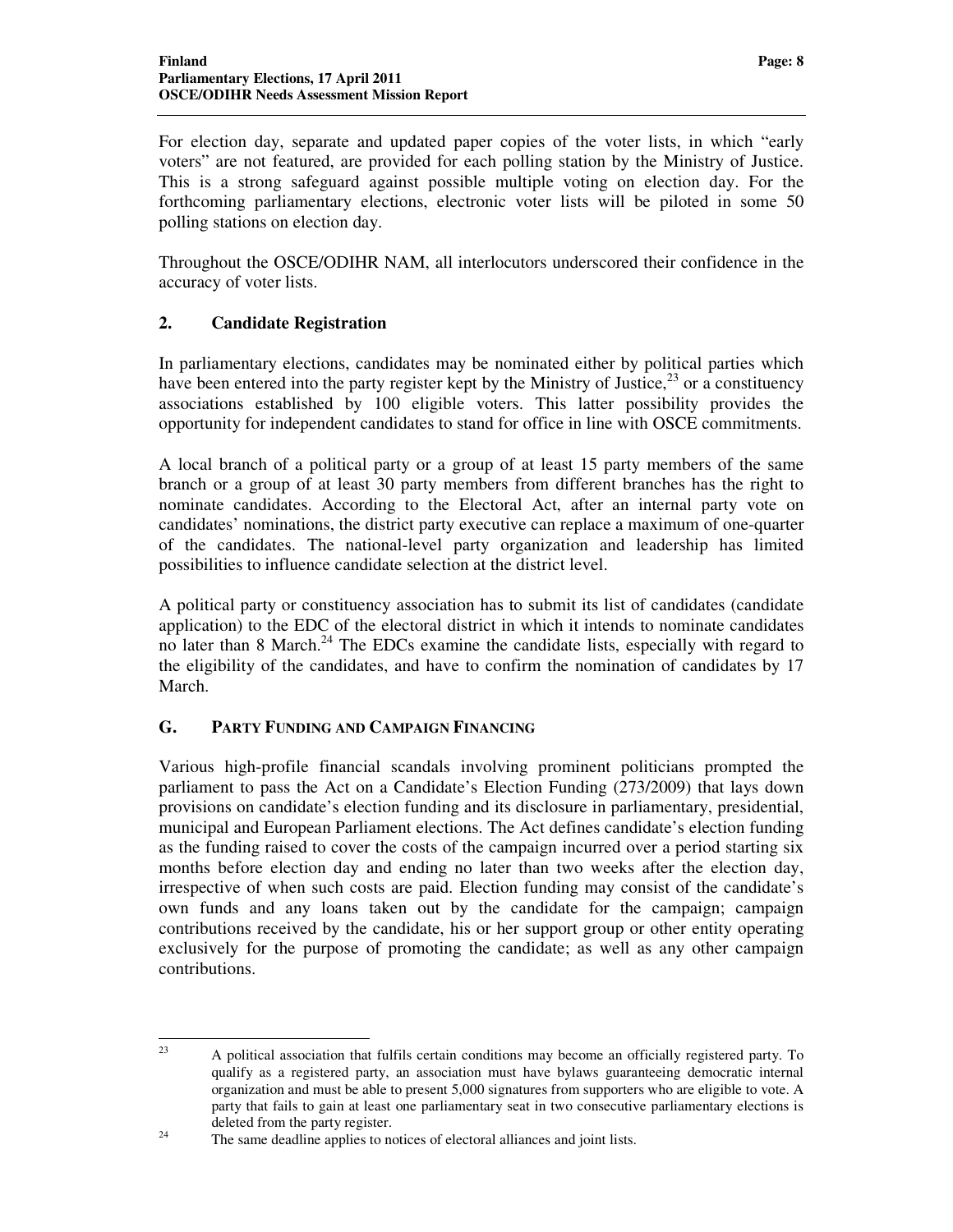For election day, separate and updated paper copies of the voter lists, in which "early voters" are not featured, are provided for each polling station by the Ministry of Justice. This is a strong safeguard against possible multiple voting on election day. For the forthcoming parliamentary elections, electronic voter lists will be piloted in some 50 polling stations on election day.

Throughout the OSCE/ODIHR NAM, all interlocutors underscored their confidence in the accuracy of voter lists.

### 2. Candidate Registration

In parliamentary elections, candidates may be nominated either by political parties which have been entered into the party register kept by the Ministry of Justice,[23] or a constituency associations established by 100 eligible voters. This latter possibility provides the opportunity for independent candidates to stand for office in line with OSCE commitments.

A local branch of a political party or a group of at least 15 party members of the same branch or a group of at least 30 party members from different branches has the right to nominate candidates. According to the Electoral Act, after an internal party vote on candidates' nominations, the district party executive can replace a maximum of one-quarter of the candidates. The national-level party organization and leadership has limited possibilities to influence candidate selection at the district level.

A political party or constituency association has to submit its list of candidates (candidate application) to the EDC of the electoral district in which it intends to nominate candidates no later than 8 March.[24] The EDCs examine the candidate lists, especially with regard to the eligibility of the candidates, and have to confirm the nomination of candidates by 17 March.

## G. Party Funding and Campaign Financing

Various high-profile financial scandals involving prominent politicians prompted the parliament to pass the Act on a Candidate's Election Funding (273/2009) that lays down provisions on candidate's election funding and its disclosure in parliamentary, presidential, municipal and European Parliament elections. The Act defines candidate's election funding as the funding raised to cover the costs of the campaign incurred over a period starting six months before election day and ending no later than two weeks after the election day, irrespective of when such costs are paid. Election funding may consist of the candidate's own funds and any loans taken out by the candidate for the campaign; campaign contributions received by the candidate, his or her support group or other entity operating exclusively for the purpose of promoting the candidate; as well as any other campaign contributions.

---

[23] A political association that fulfils certain conditions may become an officially registered party. To qualify as a registered party, an association must have bylaws guaranteeing democratic internal organization and must be able to present 5,000 signatures from supporters who are eligible to vote. A party that fails to gain at least one parliamentary seat in two consecutive parliamentary elections is deleted from the party register.

[24] The same deadline applies to notices of electoral alliances and joint lists.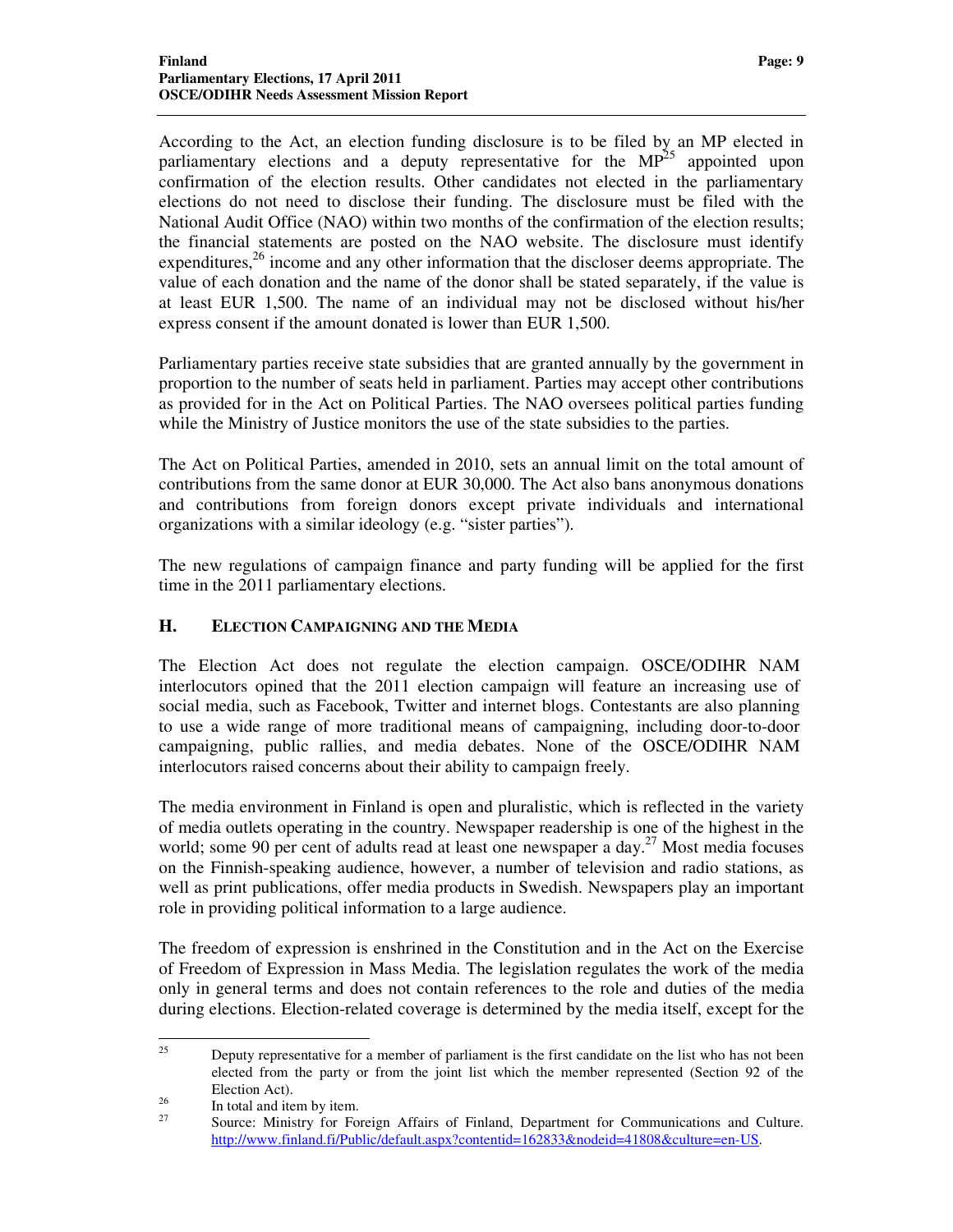According to the Act, an election funding disclosure is to be filed by an MP elected in parliamentary elections and a deputy representative for the MP[25] appointed upon confirmation of the election results. Other candidates not elected in the parliamentary elections do not need to disclose their funding. The disclosure must be filed with the National Audit Office (NAO) within two months of the confirmation of the election results; the financial statements are posted on the NAO website. The disclosure must identify expenditures,[26] income and any other information that the discloser deems appropriate. The value of each donation and the name of the donor shall be stated separately, if the value is at least EUR 1,500. The name of an individual may not be disclosed without his/her express consent if the amount donated is lower than EUR 1,500.

Parliamentary parties receive state subsidies that are granted annually by the government in proportion to the number of seats held in parliament. Parties may accept other contributions as provided for in the Act on Political Parties. The NAO oversees political parties funding while the Ministry of Justice monitors the use of the state subsidies to the parties.

The Act on Political Parties, amended in 2010, sets an annual limit on the total amount of contributions from the same donor at EUR 30,000. The Act also bans anonymous donations and contributions from foreign donors except private individuals and international organizations with a similar ideology (e.g. "sister parties").

The new regulations of campaign finance and party funding will be applied for the first time in the 2011 parliamentary elections.

## H. ELECTION CAMPAIGNING AND THE MEDIA

The Election Act does not regulate the election campaign. OSCE/ODIHR NAM interlocutors opined that the 2011 election campaign will feature an increasing use of social media, such as Facebook, Twitter and internet blogs. Contestants are also planning to use a wide range of more traditional means of campaigning, including door-to-door campaigning, public rallies, and media debates. None of the OSCE/ODIHR NAM interlocutors raised concerns about their ability to campaign freely.

The media environment in Finland is open and pluralistic, which is reflected in the variety of media outlets operating in the country. Newspaper readership is one of the highest in the world; some 90 per cent of adults read at least one newspaper a day.[27] Most media focuses on the Finnish-speaking audience, however, a number of television and radio stations, as well as print publications, offer media products in Swedish. Newspapers play an important role in providing political information to a large audience.

The freedom of expression is enshrined in the Constitution and in the Act on the Exercise of Freedom of Expression in Mass Media. The legislation regulates the work of the media only in general terms and does not contain references to the role and duties of the media during elections. Election-related coverage is determined by the media itself, except for the

---

[25] Deputy representative for a member of parliament is the first candidate on the list who has not been elected from the party or from the joint list which the member represented (Section 92 of the Election Act).

[26] In total and item by item.

[27] Source: Ministry for Foreign Affairs of Finland, Department for Communications and Culture. http://www.finland.fi/Public/default.aspx?contentid=162833&nodeid=41808&culture=en-US.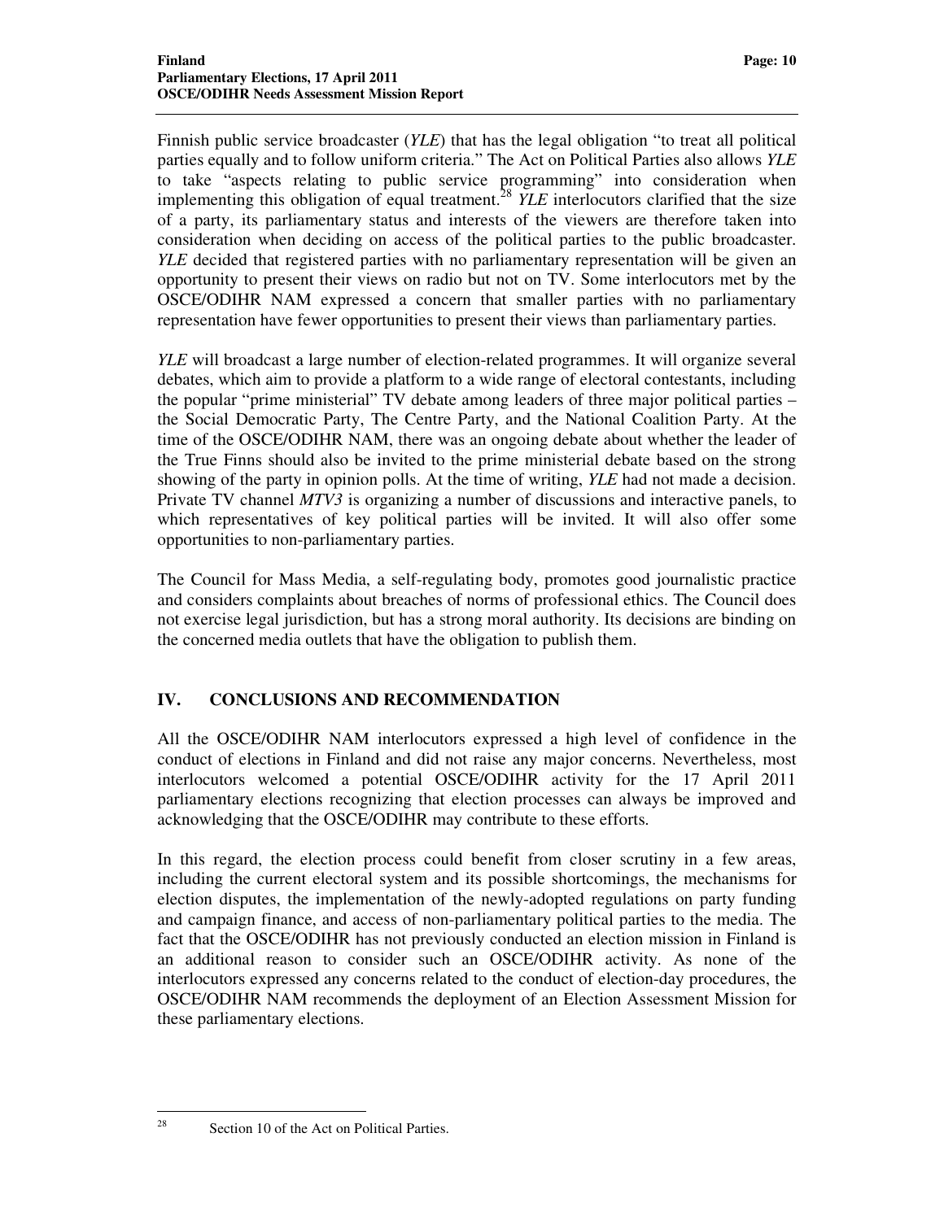Finnish public service broadcaster (*YLE*) that has the legal obligation "to treat all political parties equally and to follow uniform criteria." The Act on Political Parties also allows *YLE* to take "aspects relating to public service programming" into consideration when implementing this obligation of equal treatment.[28] *YLE* interlocutors clarified that the size of a party, its parliamentary status and interests of the viewers are therefore taken into consideration when deciding on access of the political parties to the public broadcaster. *YLE* decided that registered parties with no parliamentary representation will be given an opportunity to present their views on radio but not on TV. Some interlocutors met by the OSCE/ODIHR NAM expressed a concern that smaller parties with no parliamentary representation have fewer opportunities to present their views than parliamentary parties.

*YLE* will broadcast a large number of election-related programmes. It will organize several debates, which aim to provide a platform to a wide range of electoral contestants, including the popular "prime ministerial" TV debate among leaders of three major political parties – the Social Democratic Party, The Centre Party, and the National Coalition Party. At the time of the OSCE/ODIHR NAM, there was an ongoing debate about whether the leader of the True Finns should also be invited to the prime ministerial debate based on the strong showing of the party in opinion polls. At the time of writing, *YLE* had not made a decision. Private TV channel *MTV3* is organizing a number of discussions and interactive panels, to which representatives of key political parties will be invited. It will also offer some opportunities to non-parliamentary parties.

The Council for Mass Media, a self-regulating body, promotes good journalistic practice and considers complaints about breaches of norms of professional ethics. The Council does not exercise legal jurisdiction, but has a strong moral authority. Its decisions are binding on the concerned media outlets that have the obligation to publish them.

## IV. CONCLUSIONS AND RECOMMENDATION

All the OSCE/ODIHR NAM interlocutors expressed a high level of confidence in the conduct of elections in Finland and did not raise any major concerns. Nevertheless, most interlocutors welcomed a potential OSCE/ODIHR activity for the 17 April 2011 parliamentary elections recognizing that election processes can always be improved and acknowledging that the OSCE/ODIHR may contribute to these efforts.

In this regard, the election process could benefit from closer scrutiny in a few areas, including the current electoral system and its possible shortcomings, the mechanisms for election disputes, the implementation of the newly-adopted regulations on party funding and campaign finance, and access of non-parliamentary political parties to the media. The fact that the OSCE/ODIHR has not previously conducted an election mission in Finland is an additional reason to consider such an OSCE/ODIHR activity. As none of the interlocutors expressed any concerns related to the conduct of election-day procedures, the OSCE/ODIHR NAM recommends the deployment of an Election Assessment Mission for these parliamentary elections.

---

[28] Section 10 of the Act on Political Parties.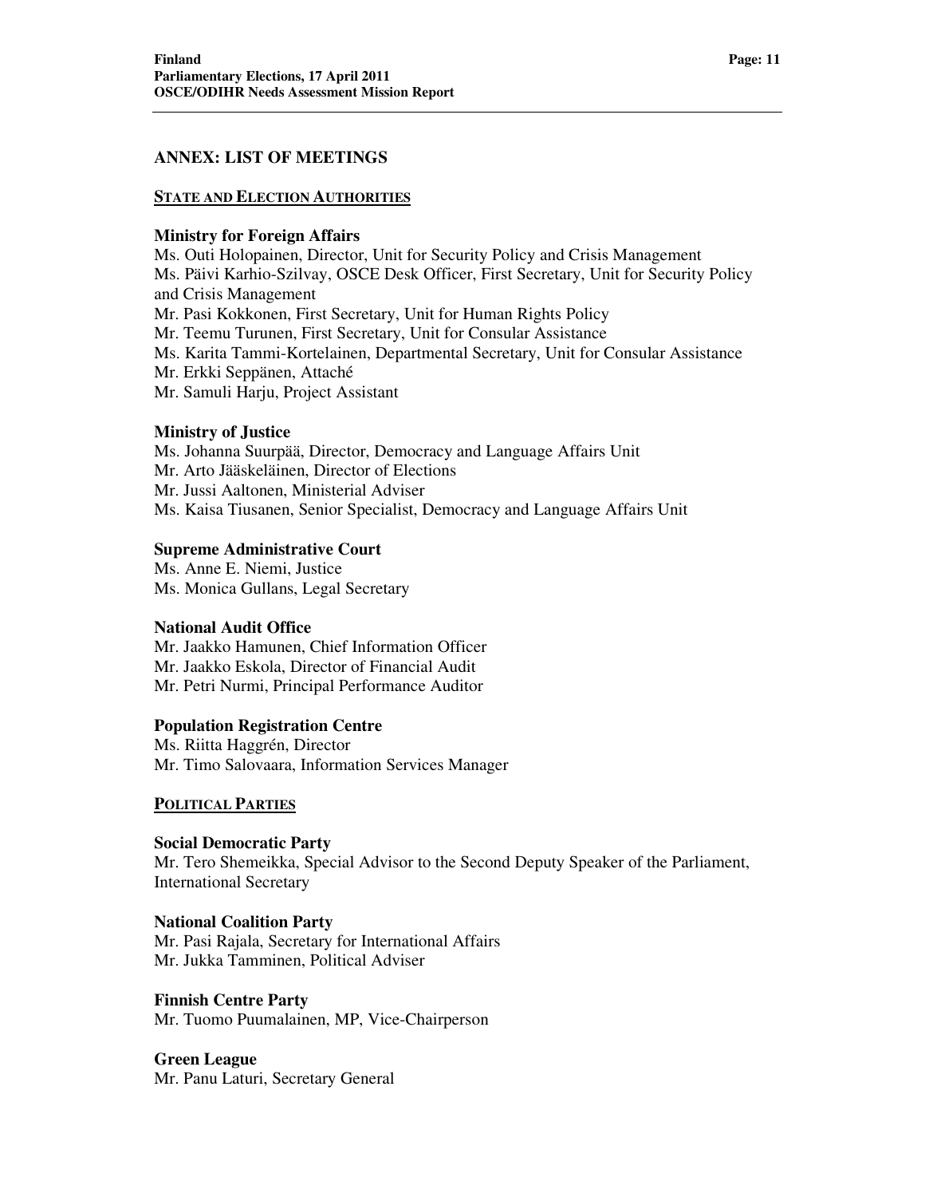## ANNEX: LIST OF MEETINGS

### STATE AND ELECTION AUTHORITIES

**Ministry for Foreign Affairs**
Ms. Outi Holopainen, Director, Unit for Security Policy and Crisis Management
Ms. Päivi Karhio-Szilvay, OSCE Desk Officer, First Secretary, Unit for Security Policy and Crisis Management
Mr. Pasi Kokkonen, First Secretary, Unit for Human Rights Policy
Mr. Teemu Turunen, First Secretary, Unit for Consular Assistance
Ms. Karita Tammi-Kortelainen, Departmental Secretary, Unit for Consular Assistance
Mr. Erkki Seppänen, Attaché
Mr. Samuli Harju, Project Assistant

**Ministry of Justice**
Ms. Johanna Suurpää, Director, Democracy and Language Affairs Unit
Mr. Arto Jääskeläinen, Director of Elections
Mr. Jussi Aaltonen, Ministerial Adviser
Ms. Kaisa Tiusanen, Senior Specialist, Democracy and Language Affairs Unit

**Supreme Administrative Court**
Ms. Anne E. Niemi, Justice
Ms. Monica Gullans, Legal Secretary

**National Audit Office**
Mr. Jaakko Hamunen, Chief Information Officer
Mr. Jaakko Eskola, Director of Financial Audit
Mr. Petri Nurmi, Principal Performance Auditor

**Population Registration Centre**
Ms. Riitta Haggrén, Director
Mr. Timo Salovaara, Information Services Manager

### POLITICAL PARTIES

**Social Democratic Party**
Mr. Tero Shemeikka, Special Advisor to the Second Deputy Speaker of the Parliament, International Secretary

**National Coalition Party**
Mr. Pasi Rajala, Secretary for International Affairs
Mr. Jukka Tamminen, Political Adviser

**Finnish Centre Party**
Mr. Tuomo Puumalainen, MP, Vice-Chairperson

**Green League**
Mr. Panu Laturi, Secretary General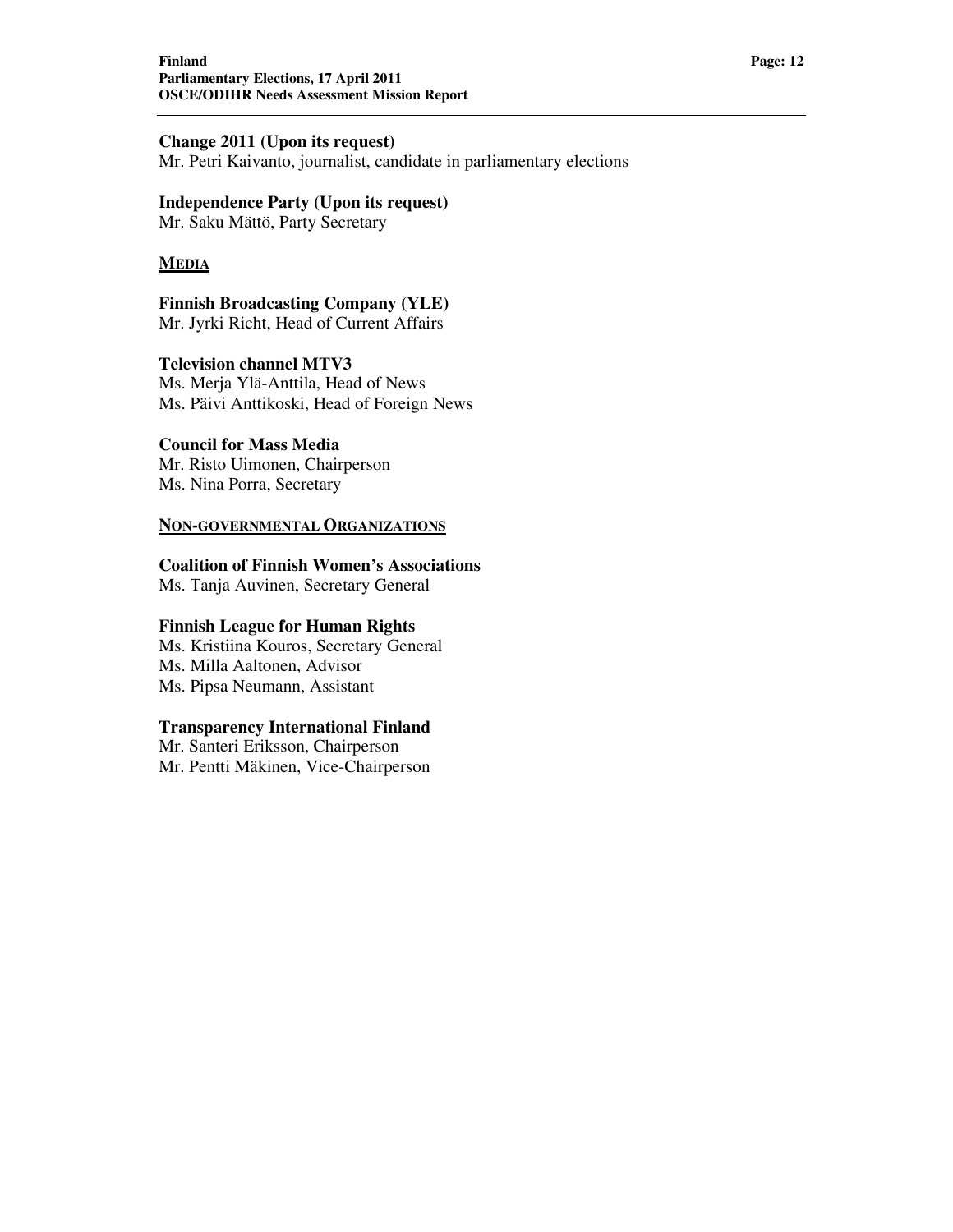**Change 2011 (Upon its request)**
Mr. Petri Kaivanto, journalist, candidate in parliamentary elections

**Independence Party (Upon its request)**
Mr. Saku Mättö, Party Secretary

## MEDIA

**Finnish Broadcasting Company (YLE)**
Mr. Jyrki Richt, Head of Current Affairs

**Television channel MTV3**
Ms. Merja Ylä-Anttila, Head of News
Ms. Päivi Anttikoski, Head of Foreign News

**Council for Mass Media**
Mr. Risto Uimonen, Chairperson
Ms. Nina Porra, Secretary

## NON-GOVERNMENTAL ORGANIZATIONS

**Coalition of Finnish Women's Associations**
Ms. Tanja Auvinen, Secretary General

**Finnish League for Human Rights**
Ms. Kristiina Kouros, Secretary General
Ms. Milla Aaltonen, Advisor
Ms. Pipsa Neumann, Assistant

**Transparency International Finland**
Mr. Santeri Eriksson, Chairperson
Mr. Pentti Mäkinen, Vice-Chairperson